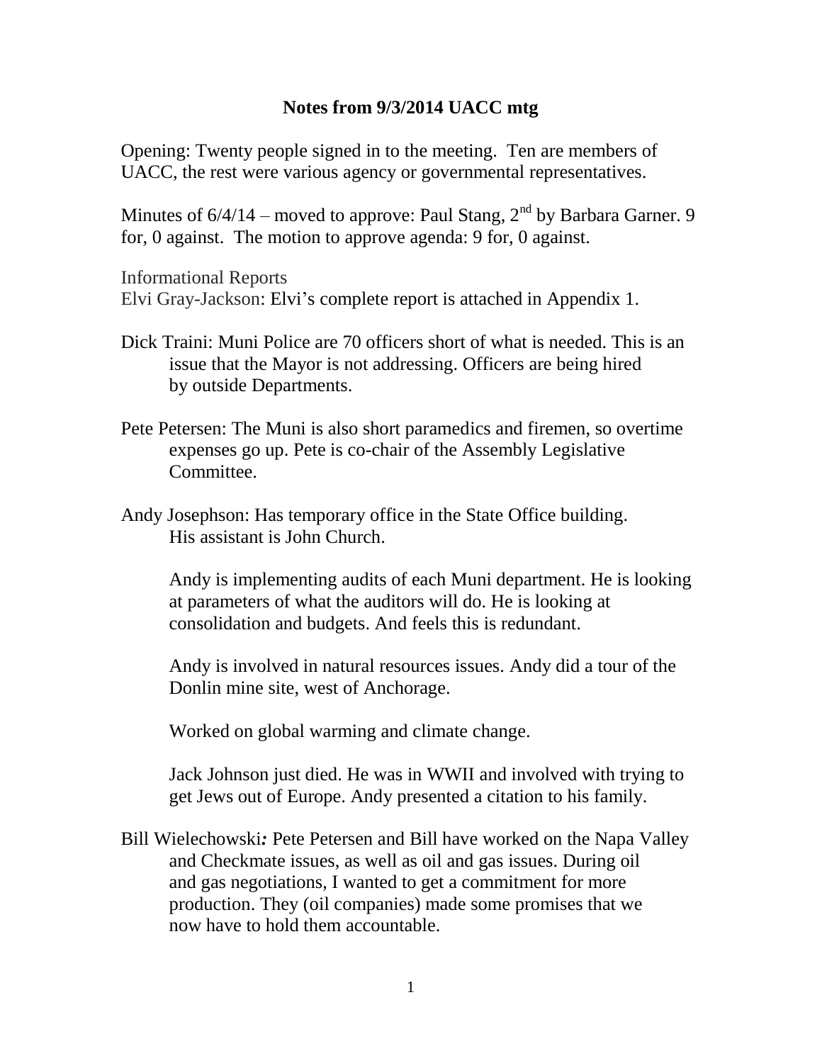# Notes from 9/3/2014 UACC mtg

Opening: Twenty people signed in to the meeting. Ten are members of UACC, the rest were various agency or governmental representatives.

Minutes of 6/4/14 – moved to approve: Paul Stang, 2nd by Barbara Garner. 9 for, 0 against. The motion to approve agenda: 9 for, 0 against.

Informational Reports

Elvi Gray-Jackson: Elvi's complete report is attached in Appendix 1.

Dick Traini: Muni Police are 70 officers short of what is needed. This is an issue that the Mayor is not addressing. Officers are being hired by outside Departments.

Pete Petersen: The Muni is also short paramedics and firemen, so overtime expenses go up. Pete is co-chair of the Assembly Legislative Committee.

Andy Josephson: Has temporary office in the State Office building. His assistant is John Church.

Andy is implementing audits of each Muni department. He is looking at parameters of what the auditors will do. He is looking at consolidation and budgets. And feels this is redundant.

Andy is involved in natural resources issues. Andy did a tour of the Donlin mine site, west of Anchorage.

Worked on global warming and climate change.

Jack Johnson just died. He was in WWII and involved with trying to get Jews out of Europe. Andy presented a citation to his family.

Bill Wielechowski***:*** Pete Petersen and Bill have worked on the Napa Valley and Checkmate issues, as well as oil and gas issues. During oil and gas negotiations, I wanted to get a commitment for more production. They (oil companies) made some promises that we now have to hold them accountable.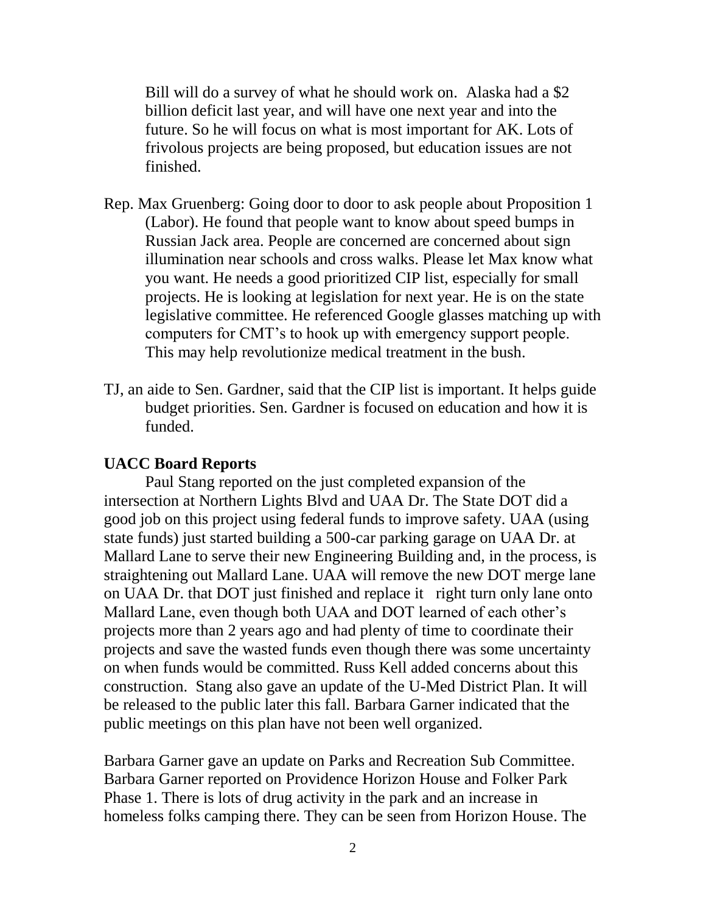Bill will do a survey of what he should work on. Alaska had a $2 billion deficit last year, and will have one next year and into the future. So he will focus on what is most important for AK. Lots of frivolous projects are being proposed, but education issues are not finished.

Rep. Max Gruenberg: Going door to door to ask people about Proposition 1 (Labor). He found that people want to know about speed bumps in Russian Jack area. People are concerned are concerned about sign illumination near schools and cross walks. Please let Max know what you want. He needs a good prioritized CIP list, especially for small projects. He is looking at legislation for next year. He is on the state legislative committee. He referenced Google glasses matching up with computers for CMT's to hook up with emergency support people. This may help revolutionize medical treatment in the bush.

TJ, an aide to Sen. Gardner, said that the CIP list is important. It helps guide budget priorities. Sen. Gardner is focused on education and how it is funded.

**UACC Board Reports**

Paul Stang reported on the just completed expansion of the intersection at Northern Lights Blvd and UAA Dr. The State DOT did a good job on this project using federal funds to improve safety. UAA (using state funds) just started building a 500-car parking garage on UAA Dr. at Mallard Lane to serve their new Engineering Building and, in the process, is straightening out Mallard Lane. UAA will remove the new DOT merge lane on UAA Dr. that DOT just finished and replace it right turn only lane onto Mallard Lane, even though both UAA and DOT learned of each other's projects more than 2 years ago and had plenty of time to coordinate their projects and save the wasted funds even though there was some uncertainty on when funds would be committed. Russ Kell added concerns about this construction. Stang also gave an update of the U-Med District Plan. It will be released to the public later this fall. Barbara Garner indicated that the public meetings on this plan have not been well organized.

Barbara Garner gave an update on Parks and Recreation Sub Committee. Barbara Garner reported on Providence Horizon House and Folker Park Phase 1. There is lots of drug activity in the park and an increase in homeless folks camping there. They can be seen from Horizon House. The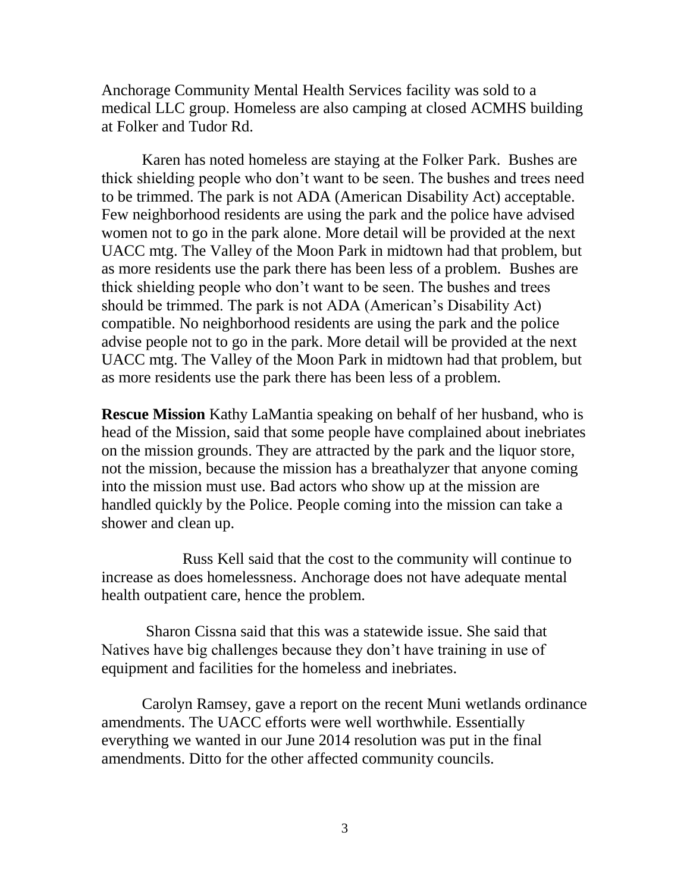Anchorage Community Mental Health Services facility was sold to a medical LLC group. Homeless are also camping at closed ACMHS building at Folker and Tudor Rd.

Karen has noted homeless are staying at the Folker Park. Bushes are thick shielding people who don't want to be seen. The bushes and trees need to be trimmed. The park is not ADA (American Disability Act) acceptable. Few neighborhood residents are using the park and the police have advised women not to go in the park alone. More detail will be provided at the next UACC mtg. The Valley of the Moon Park in midtown had that problem, but as more residents use the park there has been less of a problem. Bushes are thick shielding people who don't want to be seen. The bushes and trees should be trimmed. The park is not ADA (American's Disability Act) compatible. No neighborhood residents are using the park and the police advise people not to go in the park. More detail will be provided at the next UACC mtg. The Valley of the Moon Park in midtown had that problem, but as more residents use the park there has been less of a problem.

**Rescue Mission** Kathy LaMantia speaking on behalf of her husband, who is head of the Mission, said that some people have complained about inebriates on the mission grounds. They are attracted by the park and the liquor store, not the mission, because the mission has a breathalyzer that anyone coming into the mission must use. Bad actors who show up at the mission are handled quickly by the Police. People coming into the mission can take a shower and clean up.

Russ Kell said that the cost to the community will continue to increase as does homelessness. Anchorage does not have adequate mental health outpatient care, hence the problem.

Sharon Cissna said that this was a statewide issue. She said that Natives have big challenges because they don't have training in use of equipment and facilities for the homeless and inebriates.

Carolyn Ramsey, gave a report on the recent Muni wetlands ordinance amendments. The UACC efforts were well worthwhile. Essentially everything we wanted in our June 2014 resolution was put in the final amendments. Ditto for the other affected community councils.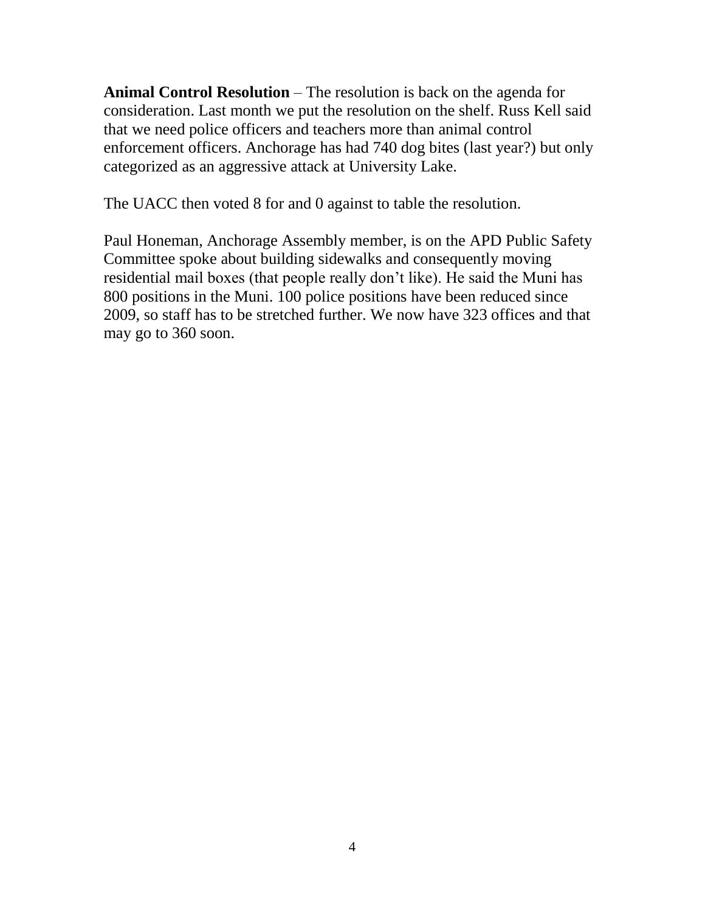**Animal Control Resolution** – The resolution is back on the agenda for consideration. Last month we put the resolution on the shelf. Russ Kell said that we need police officers and teachers more than animal control enforcement officers. Anchorage has had 740 dog bites (last year?) but only categorized as an aggressive attack at University Lake.

The UACC then voted 8 for and 0 against to table the resolution.

Paul Honeman, Anchorage Assembly member, is on the APD Public Safety Committee spoke about building sidewalks and consequently moving residential mail boxes (that people really don't like). He said the Muni has 800 positions in the Muni. 100 police positions have been reduced since 2009, so staff has to be stretched further. We now have 323 offices and that may go to 360 soon.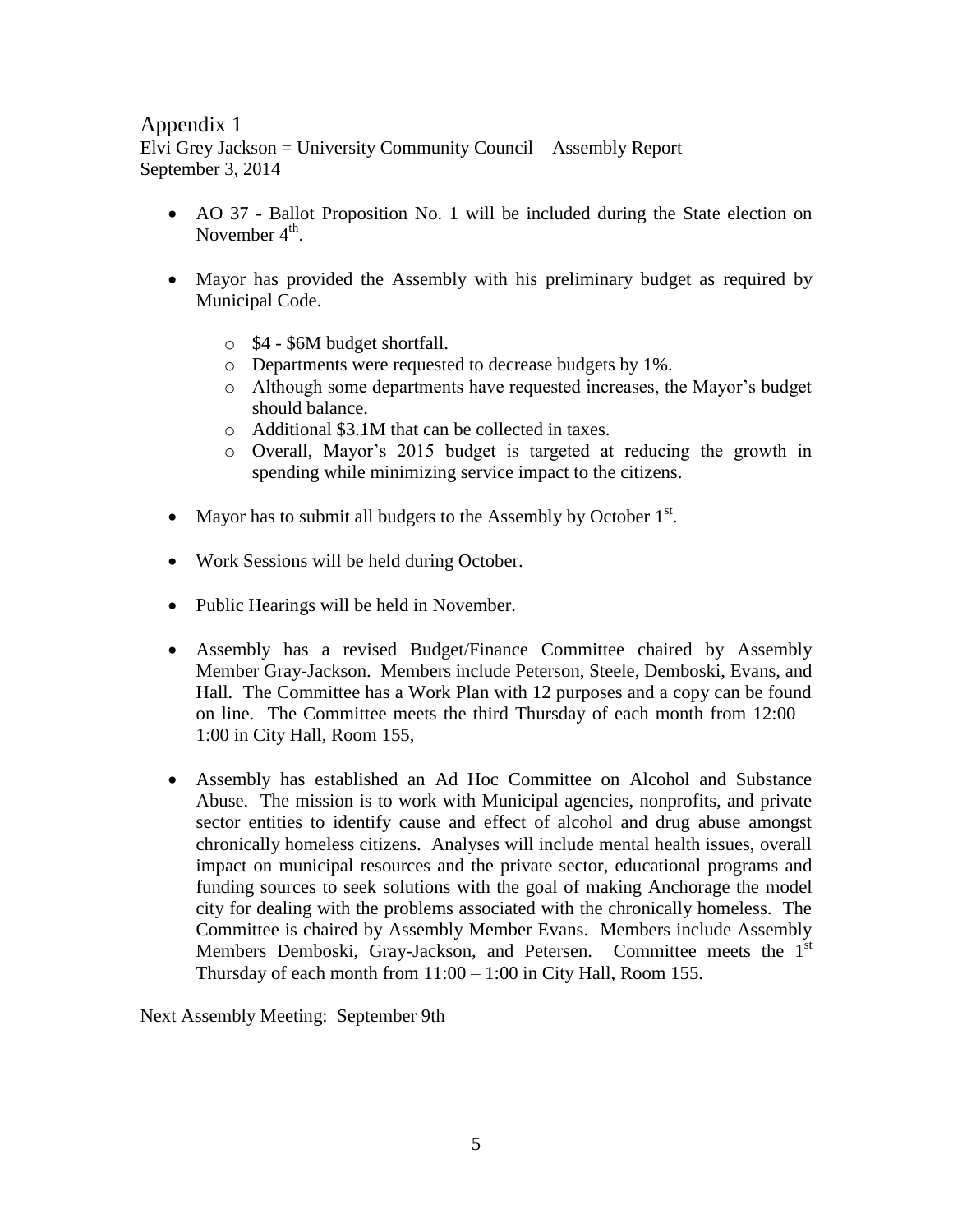# Appendix 1

Elvi Grey Jackson = University Community Council – Assembly Report
September 3, 2014

- AO 37 - Ballot Proposition No. 1 will be included during the State election on November 4th.
- Mayor has provided the Assembly with his preliminary budget as required by Municipal Code.
    - $4 - $6M budget shortfall.
    - Departments were requested to decrease budgets by 1%.
    - Although some departments have requested increases, the Mayor's budget should balance.
    - Additional $3.1M that can be collected in taxes.
    - Overall, Mayor's 2015 budget is targeted at reducing the growth in spending while minimizing service impact to the citizens.
- Mayor has to submit all budgets to the Assembly by October 1st.
- Work Sessions will be held during October.
- Public Hearings will be held in November.
- Assembly has a revised Budget/Finance Committee chaired by Assembly Member Gray-Jackson. Members include Peterson, Steele, Demboski, Evans, and Hall. The Committee has a Work Plan with 12 purposes and a copy can be found on line. The Committee meets the third Thursday of each month from 12:00 – 1:00 in City Hall, Room 155,
- Assembly has established an Ad Hoc Committee on Alcohol and Substance Abuse. The mission is to work with Municipal agencies, nonprofits, and private sector entities to identify cause and effect of alcohol and drug abuse amongst chronically homeless citizens. Analyses will include mental health issues, overall impact on municipal resources and the private sector, educational programs and funding sources to seek solutions with the goal of making Anchorage the model city for dealing with the problems associated with the chronically homeless. The Committee is chaired by Assembly Member Evans. Members include Assembly Members Demboski, Gray-Jackson, and Petersen. Committee meets the 1st Thursday of each month from 11:00 – 1:00 in City Hall, Room 155.

Next Assembly Meeting: September 9th